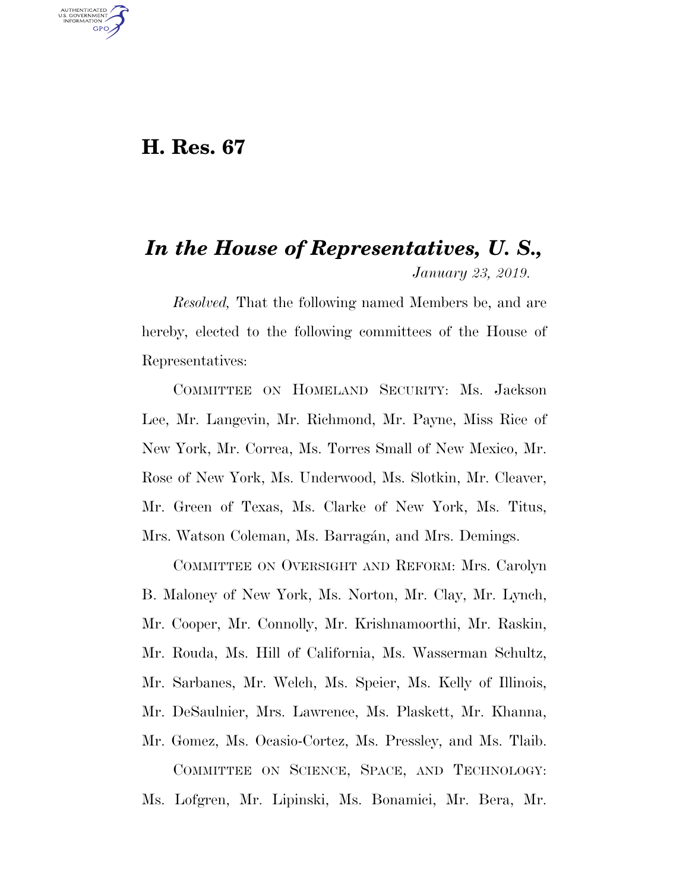# H. Res. 67

## *In the House of Representatives, U. S.,*

*January 23, 2019.*

*Resolved,* That the following named Members be, and are hereby, elected to the following committees of the House of Representatives:

COMMITTEE ON HOMELAND SECURITY: Ms. Jackson Lee, Mr. Langevin, Mr. Richmond, Mr. Payne, Miss Rice of New York, Mr. Correa, Ms. Torres Small of New Mexico, Mr. Rose of New York, Ms. Underwood, Ms. Slotkin, Mr. Cleaver, Mr. Green of Texas, Ms. Clarke of New York, Ms. Titus, Mrs. Watson Coleman, Ms. Barragán, and Mrs. Demings.

COMMITTEE ON OVERSIGHT AND REFORM: Mrs. Carolyn B. Maloney of New York, Ms. Norton, Mr. Clay, Mr. Lynch, Mr. Cooper, Mr. Connolly, Mr. Krishnamoorthi, Mr. Raskin, Mr. Rouda, Ms. Hill of California, Ms. Wasserman Schultz, Mr. Sarbanes, Mr. Welch, Ms. Speier, Ms. Kelly of Illinois, Mr. DeSaulnier, Mrs. Lawrence, Ms. Plaskett, Mr. Khanna, Mr. Gomez, Ms. Ocasio-Cortez, Ms. Pressley, and Ms. Tlaib.

COMMITTEE ON SCIENCE, SPACE, AND TECHNOLOGY: Ms. Lofgren, Mr. Lipinski, Ms. Bonamici, Mr. Bera, Mr.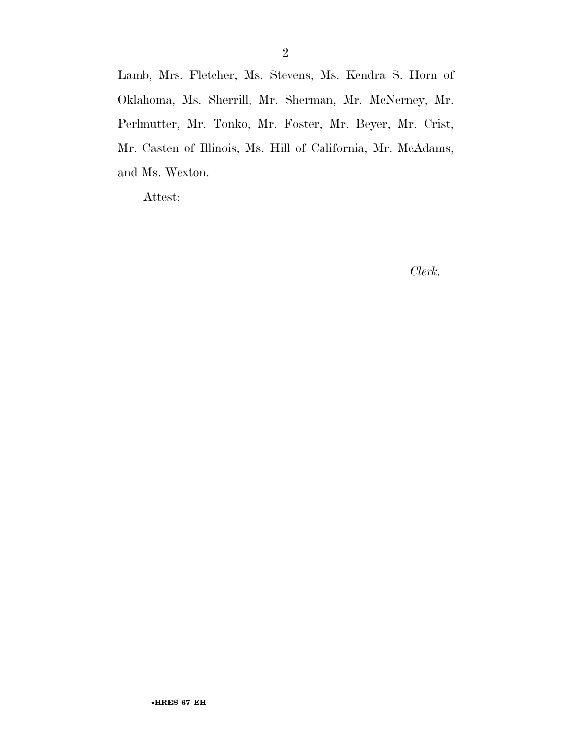Lamb, Mrs. Fletcher, Ms. Stevens, Ms. Kendra S. Horn of Oklahoma, Ms. Sherrill, Mr. Sherman, Mr. McNerney, Mr. Perlmutter, Mr. Tonko, Mr. Foster, Mr. Beyer, Mr. Crist, Mr. Casten of Illinois, Ms. Hill of California, Mr. McAdams, and Ms. Wexton.

Attest:

*Clerk.*

•HRES 67 EH